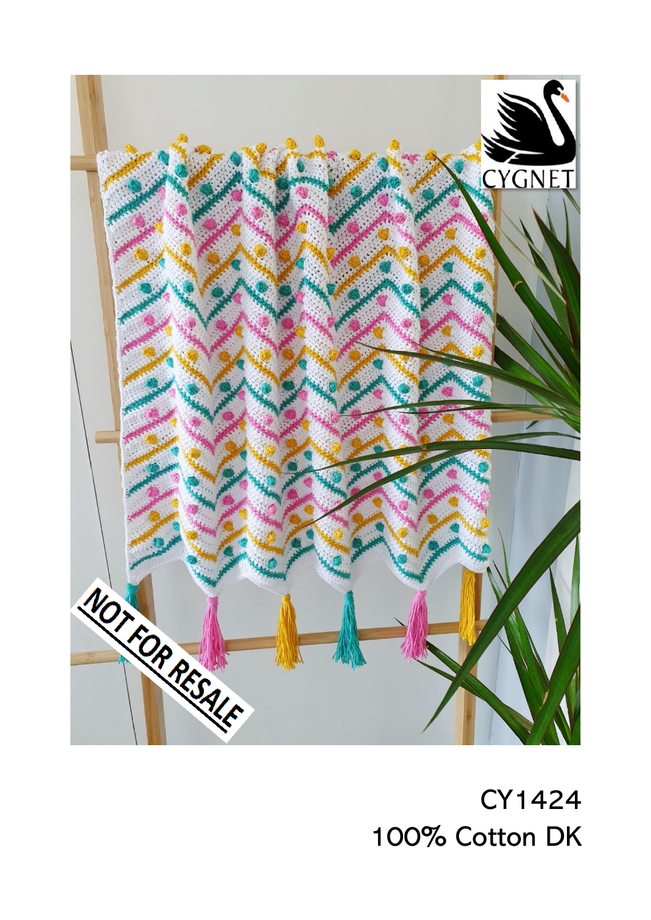CY1424

100% Cotton DK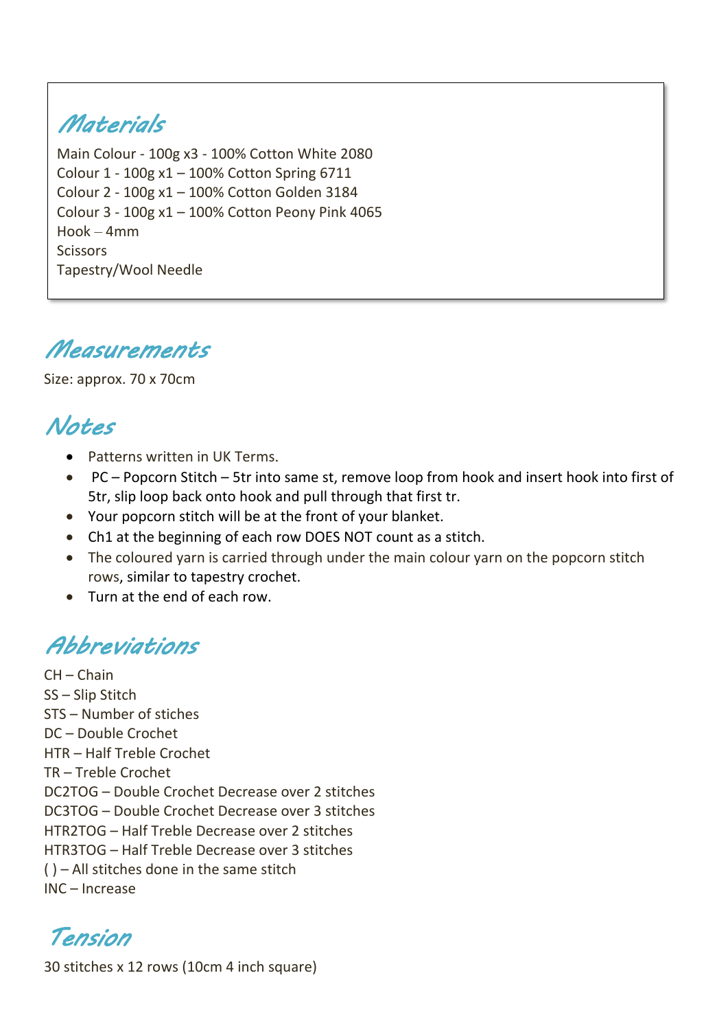## Materials

Main Colour - 100g x3 - 100% Cotton White 2080
Colour 1 - 100g x1 – 100% Cotton Spring 6711
Colour 2 - 100g x1 – 100% Cotton Golden 3184
Colour 3 - 100g x1 – 100% Cotton Peony Pink 4065
Hook – 4mm
Scissors
Tapestry/Wool Needle

## Measurements

Size: approx. 70 x 70cm

## Notes

- Patterns written in UK Terms.
- PC – Popcorn Stitch – 5tr into same st, remove loop from hook and insert hook into first of 5tr, slip loop back onto hook and pull through that first tr.
- Your popcorn stitch will be at the front of your blanket.
- Ch1 at the beginning of each row DOES NOT count as a stitch.
- The coloured yarn is carried through under the main colour yarn on the popcorn stitch rows, similar to tapestry crochet.
- Turn at the end of each row.

## Abbreviations

CH – Chain
SS – Slip Stitch
STS – Number of stiches
DC – Double Crochet
HTR – Half Treble Crochet
TR – Treble Crochet
DC2TOG – Double Crochet Decrease over 2 stitches
DC3TOG – Double Crochet Decrease over 3 stitches
HTR2TOG – Half Treble Decrease over 2 stitches
HTR3TOG – Half Treble Decrease over 3 stitches
( ) – All stitches done in the same stitch
INC – Increase

## Tension

30 stitches x 12 rows (10cm 4 inch square)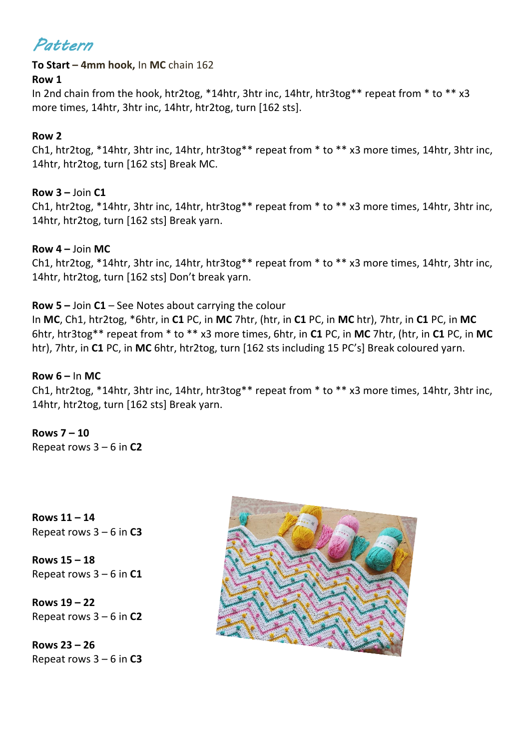# Pattern

**To Start – 4mm hook,** In **MC** chain 162

**Row 1**

In 2nd chain from the hook, htr2tog, *14htr, 3htr inc, 14htr, htr3tog** repeat from * to ** x3 more times, 14htr, 3htr inc, 14htr, htr2tog, turn [162 sts].

**Row 2**

Ch1, htr2tog, *14htr, 3htr inc, 14htr, htr3tog** repeat from * to ** x3 more times, 14htr, 3htr inc, 14htr, htr2tog, turn [162 sts] Break MC.

**Row 3 –** Join **C1**

Ch1, htr2tog, *14htr, 3htr inc, 14htr, htr3tog** repeat from * to ** x3 more times, 14htr, 3htr inc, 14htr, htr2tog, turn [162 sts] Break yarn.

**Row 4 –** Join **MC**

Ch1, htr2tog, *14htr, 3htr inc, 14htr, htr3tog** repeat from * to ** x3 more times, 14htr, 3htr inc, 14htr, htr2tog, turn [162 sts] Don't break yarn.

**Row 5 –** Join **C1** – See Notes about carrying the colour

In **MC**, Ch1, htr2tog, *6htr, in **C1** PC, in **MC** 7htr, (htr, in **C1** PC, in **MC** htr), 7htr, in **C1** PC, in **MC** 6htr, htr3tog** repeat from * to ** x3 more times, 6htr, in **C1** PC, in **MC** 7htr, (htr, in **C1** PC, in **MC** htr), 7htr, in **C1** PC, in **MC** 6htr, htr2tog, turn [162 sts including 15 PC's] Break coloured yarn.

**Row 6 –** In **MC**

Ch1, htr2tog, *14htr, 3htr inc, 14htr, htr3tog** repeat from * to ** x3 more times, 14htr, 3htr inc, 14htr, htr2tog, turn [162 sts] Break yarn.

**Rows 7 – 10**

Repeat rows 3 – 6 in **C2**

**Rows 11 – 14**

Repeat rows 3 – 6 in **C3**

**Rows 15 – 18**

Repeat rows 3 – 6 in **C1**

**Rows 19 – 22**

Repeat rows 3 – 6 in **C2**

**Rows 23 – 26**

Repeat rows 3 – 6 in **C3**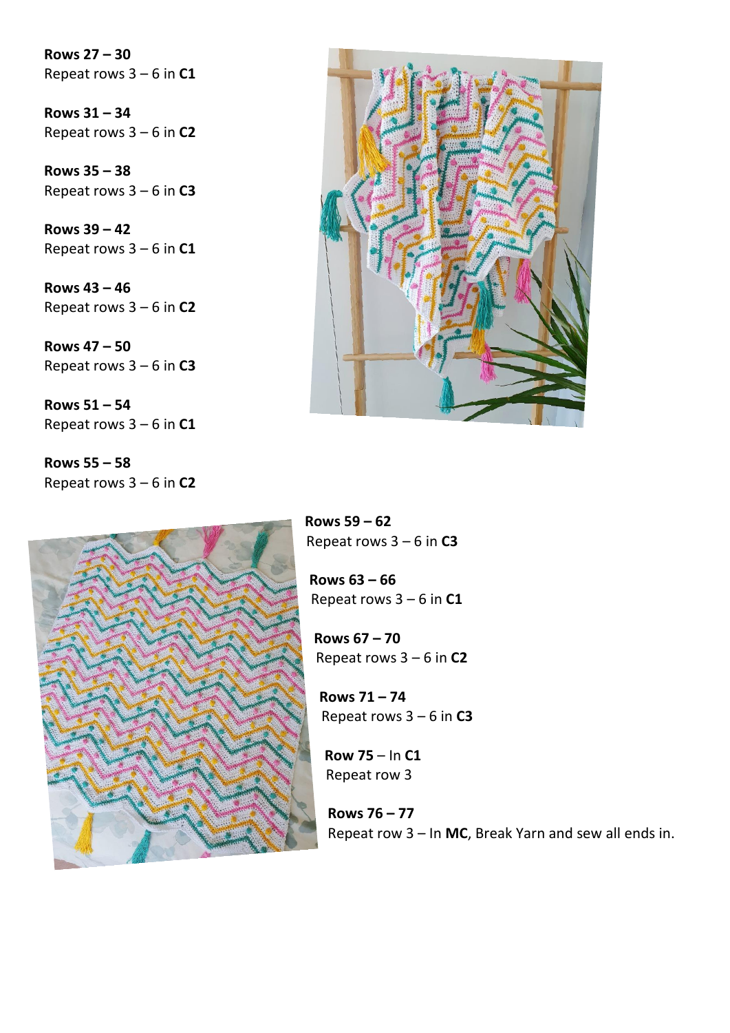**Rows 27 – 30**
Repeat rows 3 – 6 in **C1**

**Rows 31 – 34**
Repeat rows 3 – 6 in **C2**

**Rows 35 – 38**
Repeat rows 3 – 6 in **C3**

**Rows 39 – 42**
Repeat rows 3 – 6 in **C1**

**Rows 43 – 46**
Repeat rows 3 – 6 in **C2**

**Rows 47 – 50**
Repeat rows 3 – 6 in **C3**

**Rows 51 – 54**
Repeat rows 3 – 6 in **C1**

**Rows 55 – 58**
Repeat rows 3 – 6 in **C2**

**Rows 59 – 62**
Repeat rows 3 – 6 in **C3**

**Rows 63 – 66**
Repeat rows 3 – 6 in **C1**

**Rows 67 – 70**
Repeat rows 3 – 6 in **C2**

**Rows 71 – 74**
Repeat rows 3 – 6 in **C3**

**Row 75** – In **C1**
Repeat row 3

**Rows 76 – 77**
Repeat row 3 – In **MC**, Break Yarn and sew all ends in.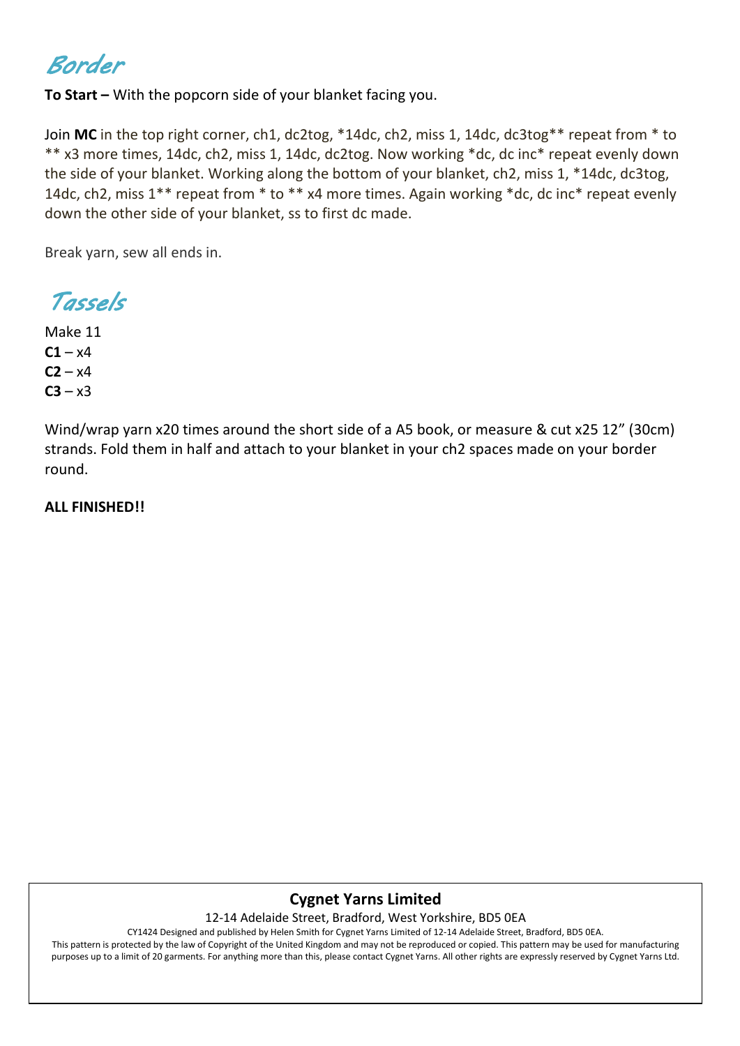## Border

**To Start –** With the popcorn side of your blanket facing you.

Join **MC** in the top right corner, ch1, dc2tog, *14dc, ch2, miss 1, 14dc, dc3tog** repeat from * to ** x3 more times, 14dc, ch2, miss 1, 14dc, dc2tog. Now working *dc, dc inc* repeat evenly down the side of your blanket. Working along the bottom of your blanket, ch2, miss 1, *14dc, dc3tog, 14dc, ch2, miss 1** repeat from * to ** x4 more times. Again working *dc, dc inc* repeat evenly down the other side of your blanket, ss to first dc made.

Break yarn, sew all ends in.

## Tassels

Make 11
**C1** – x4
**C2** – x4
**C3** – x3

Wind/wrap yarn x20 times around the short side of a A5 book, or measure & cut x25 12" (30cm) strands. Fold them in half and attach to your blanket in your ch2 spaces made on your border round.

**ALL FINISHED!!**

**Cygnet Yarns Limited**

12-14 Adelaide Street, Bradford, West Yorkshire, BD5 0EA

CY1424 Designed and published by Helen Smith for Cygnet Yarns Limited of 12-14 Adelaide Street, Bradford, BD5 0EA.
This pattern is protected by the law of Copyright of the United Kingdom and may not be reproduced or copied. This pattern may be used for manufacturing purposes up to a limit of 20 garments. For anything more than this, please contact Cygnet Yarns. All other rights are expressly reserved by Cygnet Yarns Ltd.